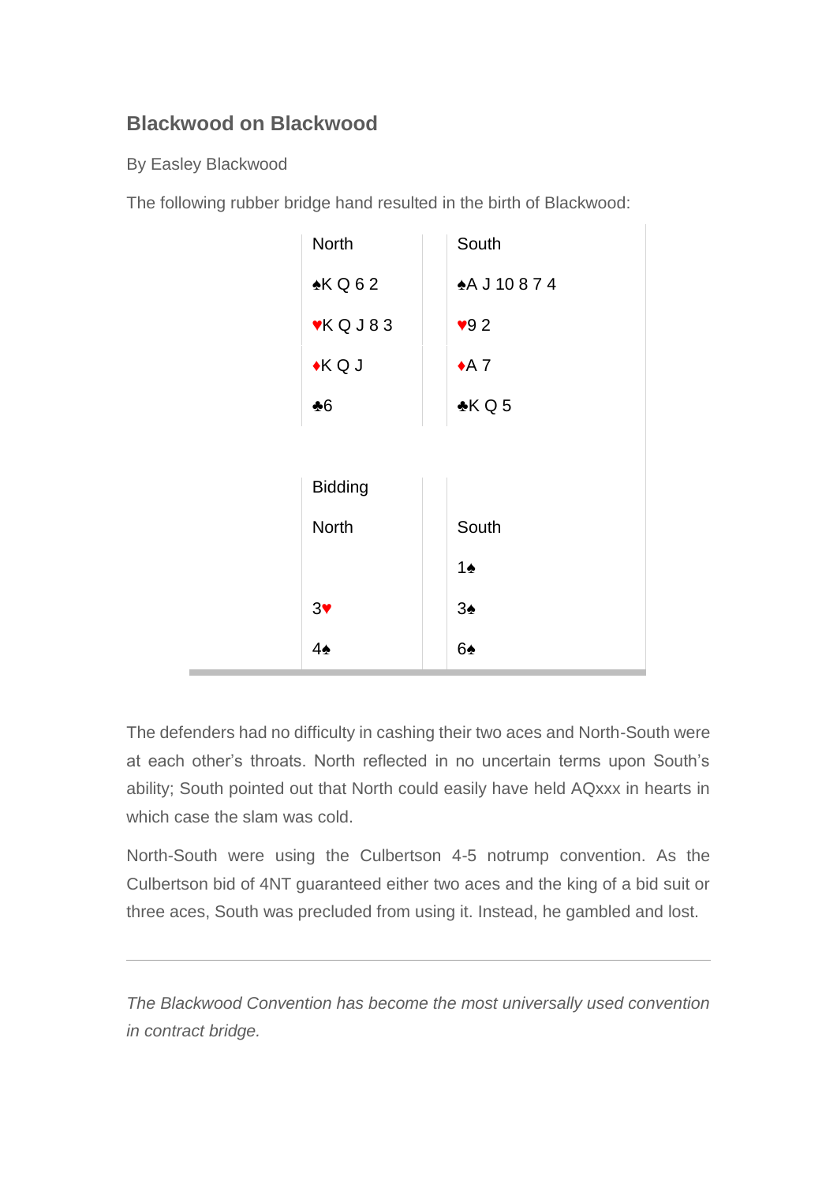## Blackwood on Blackwood

By Easley Blackwood

The following rubber bridge hand resulted in the birth of Blackwood:

| North | South |
|---|---|
| ♠K Q 6 2 | ♠A J 10 8 7 4 |
| ♥K Q J 8 3 | ♥9 2 |
| ♦K Q J | ♦A 7 |
| ♣6 | ♣K Q 5 |

| Bidding | |
|---|---|
| North | South |
| | 1♠ |
| 3♥ | 3♠ |
| 4♠ | 6♠ |

The defenders had no difficulty in cashing their two aces and North-South were at each other's throats. North reflected in no uncertain terms upon South's ability; South pointed out that North could easily have held AQxxx in hearts in which case the slam was cold.

North-South were using the Culbertson 4-5 notrump convention. As the Culbertson bid of 4NT guaranteed either two aces and the king of a bid suit or three aces, South was precluded from using it. Instead, he gambled and lost.

---

*The Blackwood Convention has become the most universally used convention in contract bridge.*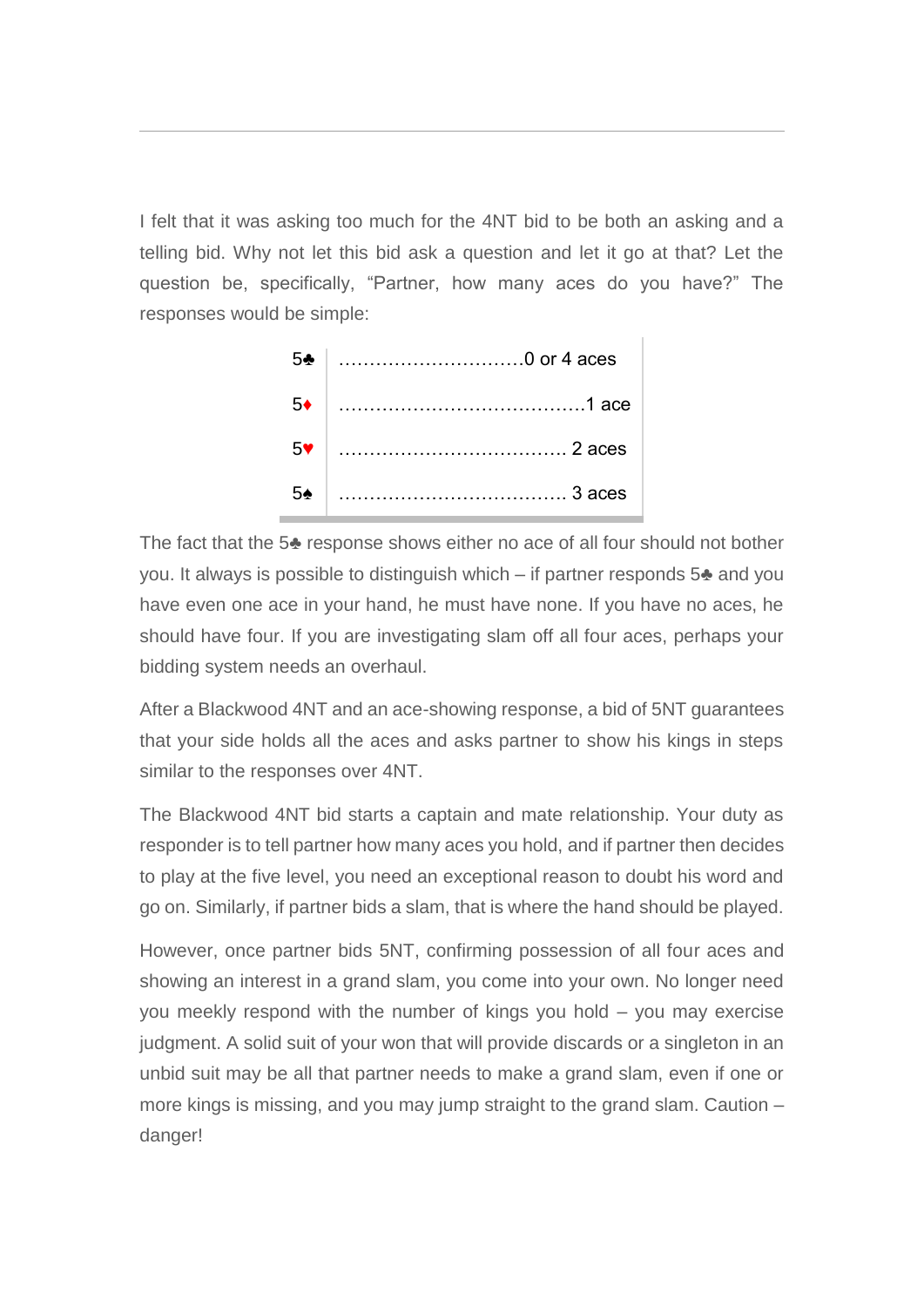I felt that it was asking too much for the 4NT bid to be both an asking and a telling bid. Why not let this bid ask a question and let it go at that? Let the question be, specifically, “Partner, how many aces do you have?” The responses would be simple:

| | |
|---|---|
| 5♣ | ..............................0 or 4 aces |
| 5♦ | .......................................1 ace |
| 5♥ | .................................... 2 aces |
| 5♠ | .................................... 3 aces |

The fact that the 5♣ response shows either no ace of all four should not bother you. It always is possible to distinguish which – if partner responds 5♣ and you have even one ace in your hand, he must have none. If you have no aces, he should have four. If you are investigating slam off all four aces, perhaps your bidding system needs an overhaul.

After a Blackwood 4NT and an ace-showing response, a bid of 5NT guarantees that your side holds all the aces and asks partner to show his kings in steps similar to the responses over 4NT.

The Blackwood 4NT bid starts a captain and mate relationship. Your duty as responder is to tell partner how many aces you hold, and if partner then decides to play at the five level, you need an exceptional reason to doubt his word and go on. Similarly, if partner bids a slam, that is where the hand should be played.

However, once partner bids 5NT, confirming possession of all four aces and showing an interest in a grand slam, you come into your own. No longer need you meekly respond with the number of kings you hold – you may exercise judgment. A solid suit of your won that will provide discards or a singleton in an unbid suit may be all that partner needs to make a grand slam, even if one or more kings is missing, and you may jump straight to the grand slam. Caution – danger!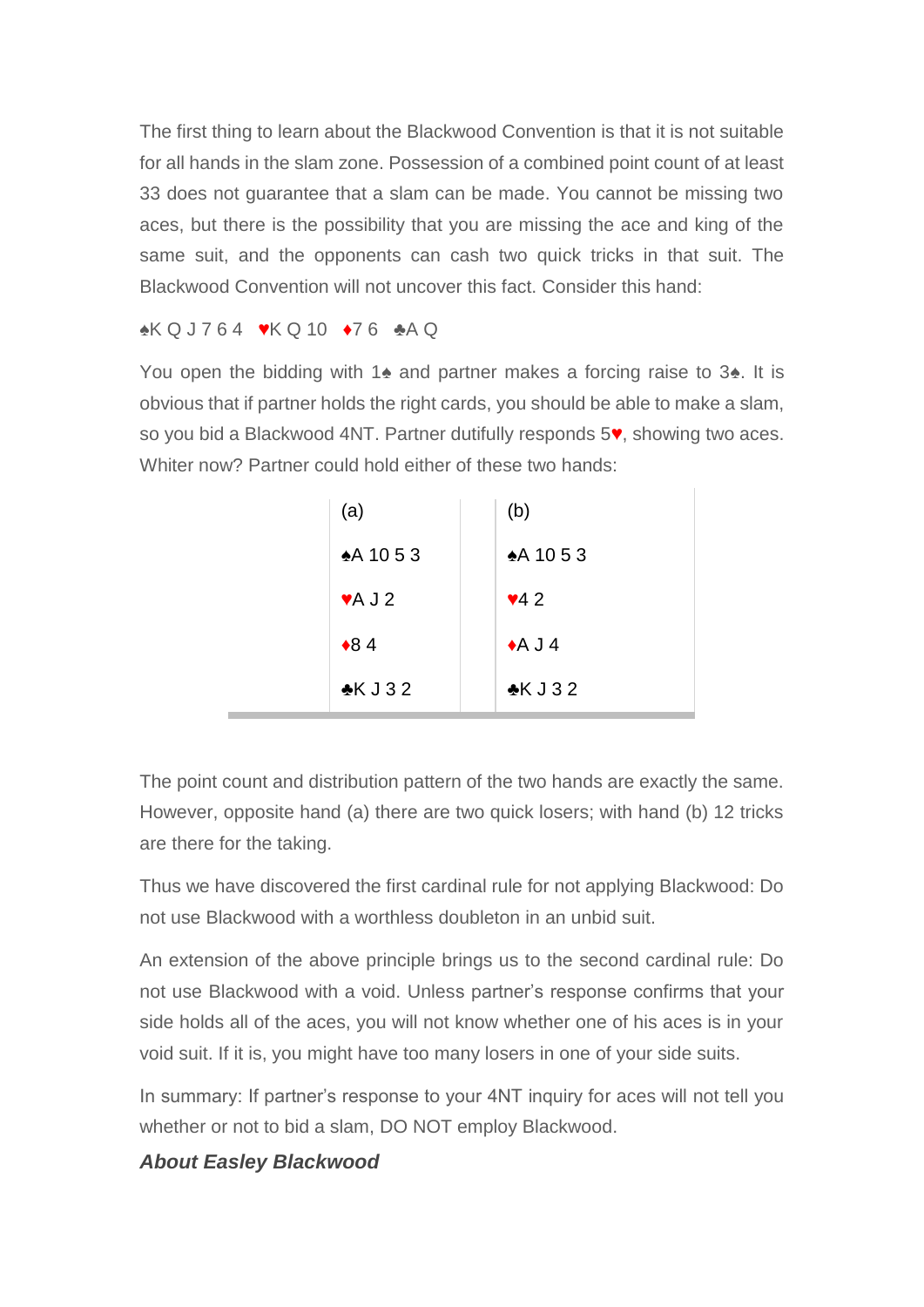The first thing to learn about the Blackwood Convention is that it is not suitable for all hands in the slam zone. Possession of a combined point count of at least 33 does not guarantee that a slam can be made. You cannot be missing two aces, but there is the possibility that you are missing the ace and king of the same suit, and the opponents can cash two quick tricks in that suit. The Blackwood Convention will not uncover this fact. Consider this hand:

♠K Q J 7 6 4 ♥K Q 10 ♦7 6 ♣A Q

You open the bidding with 1♠ and partner makes a forcing raise to 3♠. It is obvious that if partner holds the right cards, you should be able to make a slam, so you bid a Blackwood 4NT. Partner dutifully responds 5♥, showing two aces. Whiter now? Partner could hold either of these two hands:

| (a) | (b) |
|---|---|
| ♠A 10 5 3 | ♠A 10 5 3 |
| ♥A J 2 | ♥4 2 |
| ♦8 4 | ♦A J 4 |
| ♣K J 3 2 | ♣K J 3 2 |

The point count and distribution pattern of the two hands are exactly the same. However, opposite hand (a) there are two quick losers; with hand (b) 12 tricks are there for the taking.

Thus we have discovered the first cardinal rule for not applying Blackwood: Do not use Blackwood with a worthless doubleton in an unbid suit.

An extension of the above principle brings us to the second cardinal rule: Do not use Blackwood with a void. Unless partner's response confirms that your side holds all of the aces, you will not know whether one of his aces is in your void suit. If it is, you might have too many losers in one of your side suits.

In summary: If partner's response to your 4NT inquiry for aces will not tell you whether or not to bid a slam, DO NOT employ Blackwood.

***About Easley Blackwood***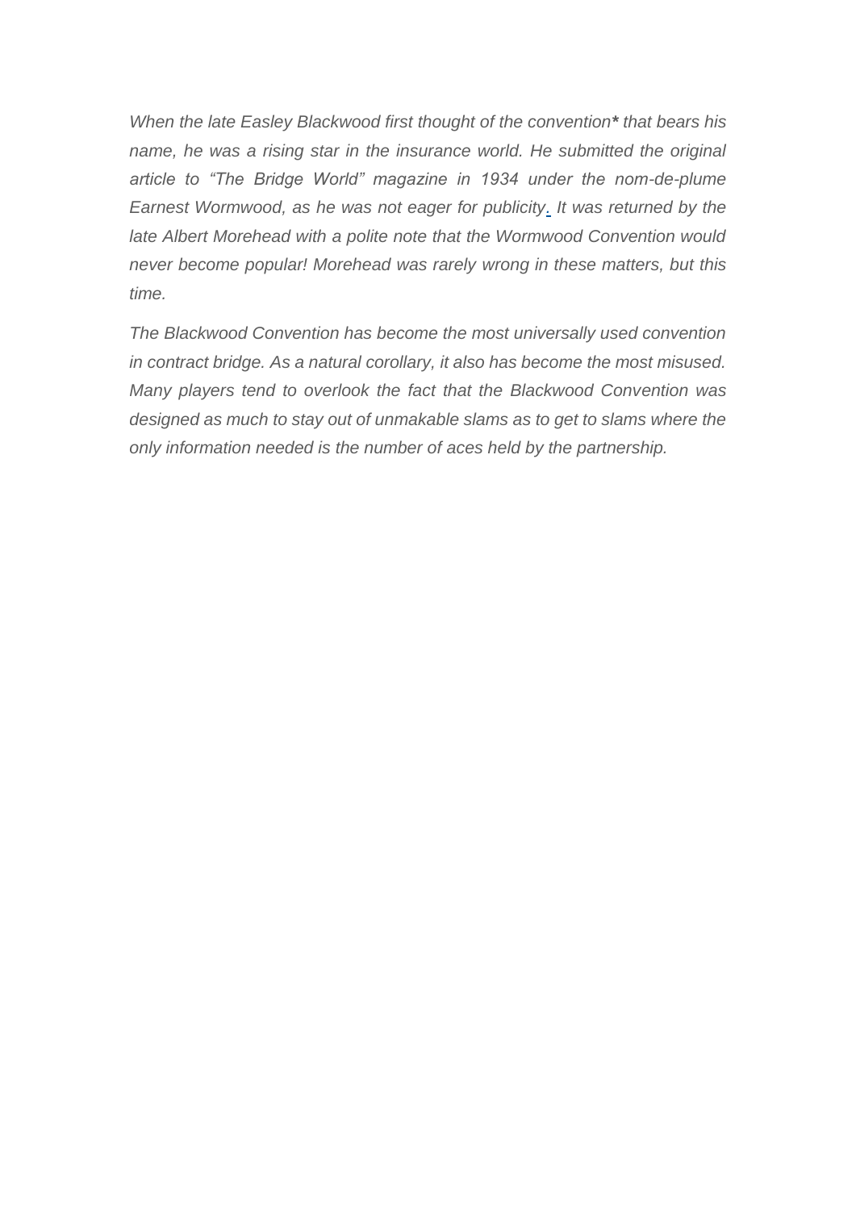*When the late Easley Blackwood first thought of the convention* ***** *that bears his name, he was a rising star in the insurance world. He submitted the original article to "The Bridge World" magazine in 1934 under the nom-de-plume Earnest Wormwood, as he was not eager for publicity. It was returned by the late Albert Morehead with a polite note that the Wormwood Convention would never become popular! Morehead was rarely wrong in these matters, but this time.*

*The Blackwood Convention has become the most universally used convention in contract bridge. As a natural corollary, it also has become the most misused. Many players tend to overlook the fact that the Blackwood Convention was designed as much to stay out of unmakable slams as to get to slams where the only information needed is the number of aces held by the partnership.*